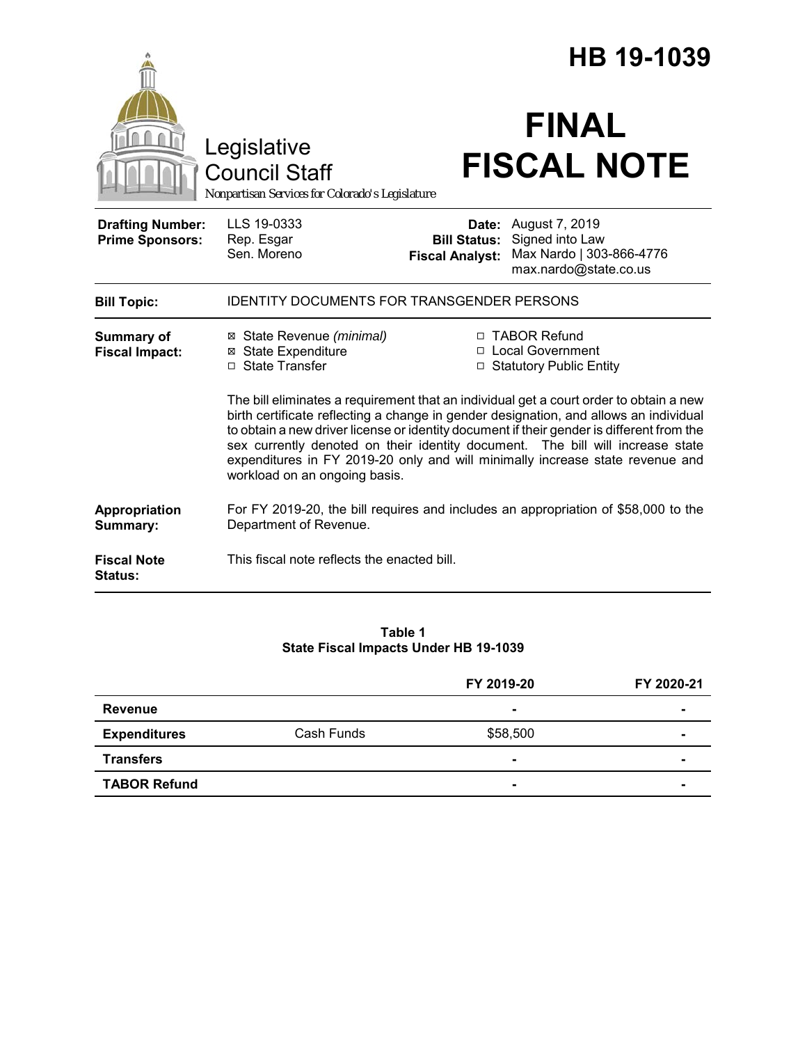# HB 19-1039

Legislative Council Staff

*Nonpartisan Services for Colorado's Legislature*

# FINAL FISCAL NOTE

| | | | |
|---|---|---|---|
| **Drafting Number:** | LLS 19-0333 | **Date:** | August 7, 2019 |
| **Prime Sponsors:** | Rep. Esgar<br>Sen. Moreno | **Bill Status:** | Signed into Law |
| | | **Fiscal Analyst:** | Max Nardo \| 303-866-4776<br>max.nardo@state.co.us |

**Bill Topic:** IDENTITY DOCUMENTS FOR TRANSGENDER PERSONS

**Summary of Fiscal Impact:**

- ☒ State Revenue *(minimal)*
- ☒ State Expenditure
- ☐ State Transfer
- ☐ TABOR Refund
- ☐ Local Government
- ☐ Statutory Public Entity

The bill eliminates a requirement that an individual get a court order to obtain a new birth certificate reflecting a change in gender designation, and allows an individual to obtain a new driver license or identity document if their gender is different from the sex currently denoted on their identity document. The bill will increase state expenditures in FY 2019-20 only and will minimally increase state revenue and workload on an ongoing basis.

**Appropriation Summary:** For FY 2019-20, the bill requires and includes an appropriation of $58,000 to the Department of Revenue.

**Fiscal Note Status:** This fiscal note reflects the enacted bill.

**Table 1**
**State Fiscal Impacts Under HB 19-1039**

| | | FY 2019-20 | FY 2020-21 |
|---|---|---|---|
| **Revenue** | | - | - |
| **Expenditures** | Cash Funds | $58,500 | - |
| **Transfers** | | - | - |
| **TABOR Refund** | | - | - |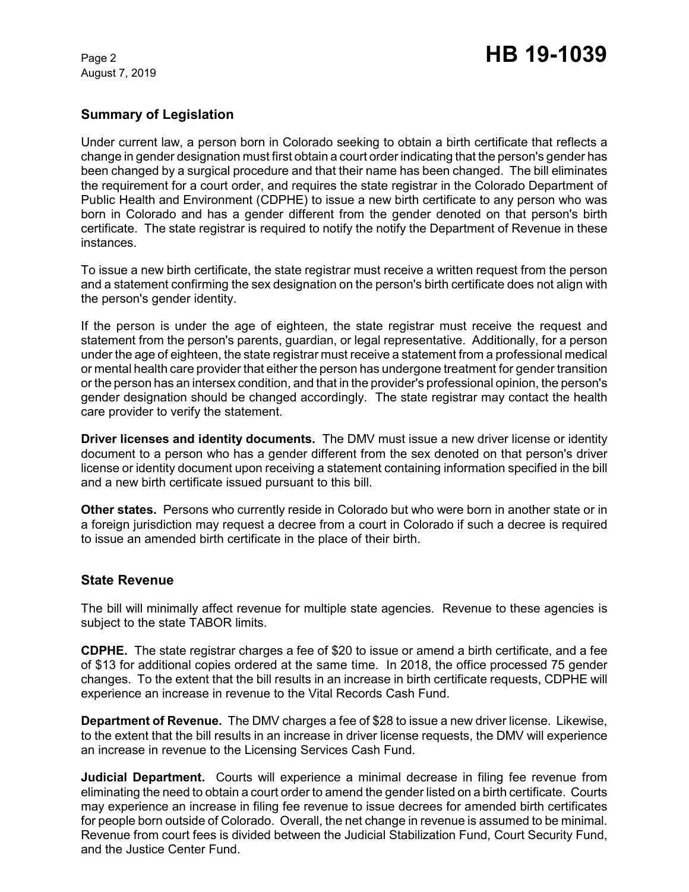## Summary of Legislation

Under current law, a person born in Colorado seeking to obtain a birth certificate that reflects a change in gender designation must first obtain a court order indicating that the person's gender has been changed by a surgical procedure and that their name has been changed. The bill eliminates the requirement for a court order, and requires the state registrar in the Colorado Department of Public Health and Environment (CDPHE) to issue a new birth certificate to any person who was born in Colorado and has a gender different from the gender denoted on that person's birth certificate. The state registrar is required to notify the notify the Department of Revenue in these instances.

To issue a new birth certificate, the state registrar must receive a written request from the person and a statement confirming the sex designation on the person's birth certificate does not align with the person's gender identity.

If the person is under the age of eighteen, the state registrar must receive the request and statement from the person's parents, guardian, or legal representative. Additionally, for a person under the age of eighteen, the state registrar must receive a statement from a professional medical or mental health care provider that either the person has undergone treatment for gender transition or the person has an intersex condition, and that in the provider's professional opinion, the person's gender designation should be changed accordingly. The state registrar may contact the health care provider to verify the statement.

**Driver licenses and identity documents.** The DMV must issue a new driver license or identity document to a person who has a gender different from the sex denoted on that person's driver license or identity document upon receiving a statement containing information specified in the bill and a new birth certificate issued pursuant to this bill.

**Other states.** Persons who currently reside in Colorado but who were born in another state or in a foreign jurisdiction may request a decree from a court in Colorado if such a decree is required to issue an amended birth certificate in the place of their birth.

## State Revenue

The bill will minimally affect revenue for multiple state agencies. Revenue to these agencies is subject to the state TABOR limits.

**CDPHE.** The state registrar charges a fee of $20 to issue or amend a birth certificate, and a fee of $13 for additional copies ordered at the same time. In 2018, the office processed 75 gender changes. To the extent that the bill results in an increase in birth certificate requests, CDPHE will experience an increase in revenue to the Vital Records Cash Fund.

**Department of Revenue.** The DMV charges a fee of $28 to issue a new driver license. Likewise, to the extent that the bill results in an increase in driver license requests, the DMV will experience an increase in revenue to the Licensing Services Cash Fund.

**Judicial Department.** Courts will experience a minimal decrease in filing fee revenue from eliminating the need to obtain a court order to amend the gender listed on a birth certificate. Courts may experience an increase in filing fee revenue to issue decrees for amended birth certificates for people born outside of Colorado. Overall, the net change in revenue is assumed to be minimal. Revenue from court fees is divided between the Judicial Stabilization Fund, Court Security Fund, and the Justice Center Fund.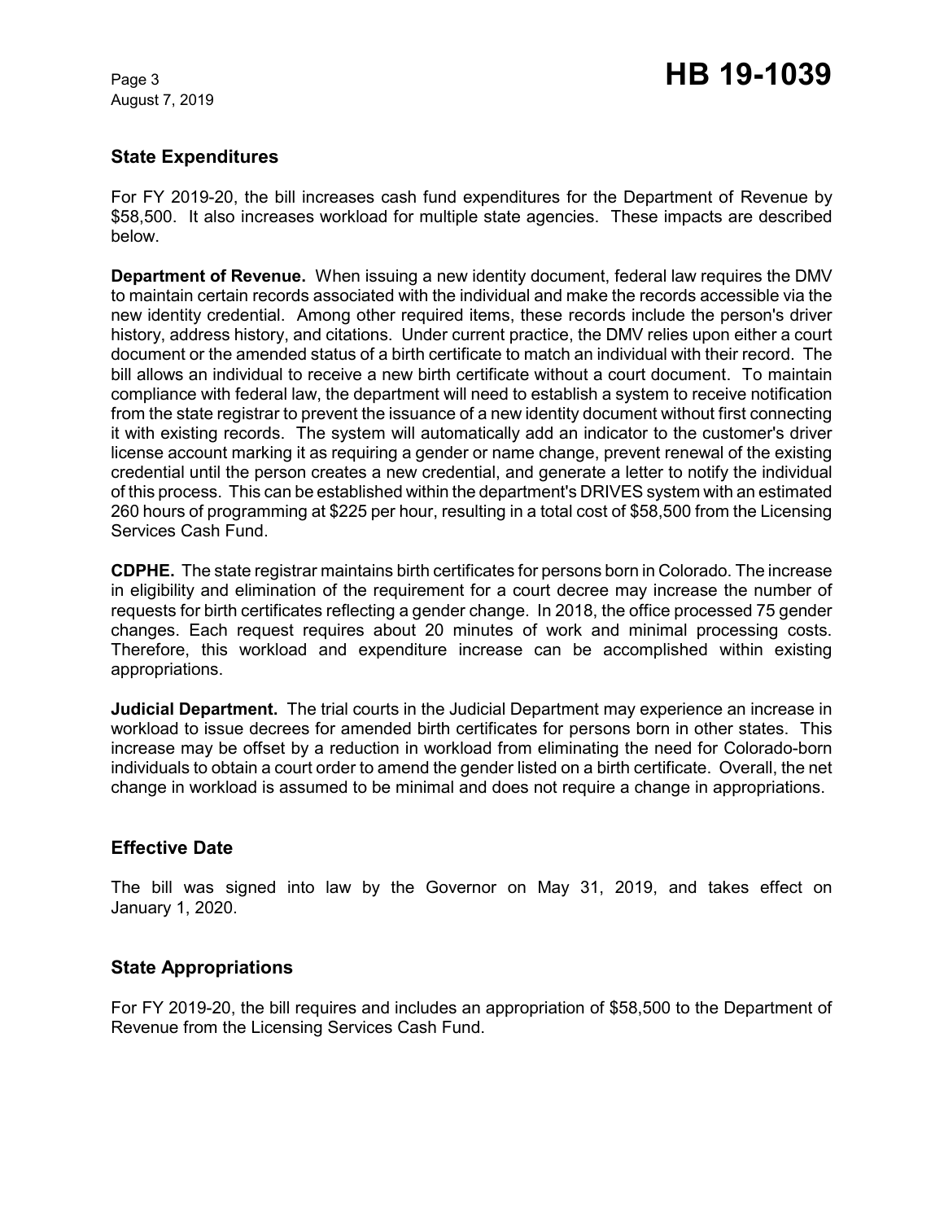## State Expenditures

For FY 2019-20, the bill increases cash fund expenditures for the Department of Revenue by $58,500. It also increases workload for multiple state agencies. These impacts are described below.

**Department of Revenue.** When issuing a new identity document, federal law requires the DMV to maintain certain records associated with the individual and make the records accessible via the new identity credential. Among other required items, these records include the person's driver history, address history, and citations. Under current practice, the DMV relies upon either a court document or the amended status of a birth certificate to match an individual with their record. The bill allows an individual to receive a new birth certificate without a court document. To maintain compliance with federal law, the department will need to establish a system to receive notification from the state registrar to prevent the issuance of a new identity document without first connecting it with existing records. The system will automatically add an indicator to the customer's driver license account marking it as requiring a gender or name change, prevent renewal of the existing credential until the person creates a new credential, and generate a letter to notify the individual of this process. This can be established within the department's DRIVES system with an estimated 260 hours of programming at $225 per hour, resulting in a total cost of $58,500 from the Licensing Services Cash Fund.

**CDPHE.** The state registrar maintains birth certificates for persons born in Colorado. The increase in eligibility and elimination of the requirement for a court decree may increase the number of requests for birth certificates reflecting a gender change. In 2018, the office processed 75 gender changes. Each request requires about 20 minutes of work and minimal processing costs. Therefore, this workload and expenditure increase can be accomplished within existing appropriations.

**Judicial Department.** The trial courts in the Judicial Department may experience an increase in workload to issue decrees for amended birth certificates for persons born in other states. This increase may be offset by a reduction in workload from eliminating the need for Colorado-born individuals to obtain a court order to amend the gender listed on a birth certificate. Overall, the net change in workload is assumed to be minimal and does not require a change in appropriations.

## Effective Date

The bill was signed into law by the Governor on May 31, 2019, and takes effect on January 1, 2020.

## State Appropriations

For FY 2019-20, the bill requires and includes an appropriation of $58,500 to the Department of Revenue from the Licensing Services Cash Fund.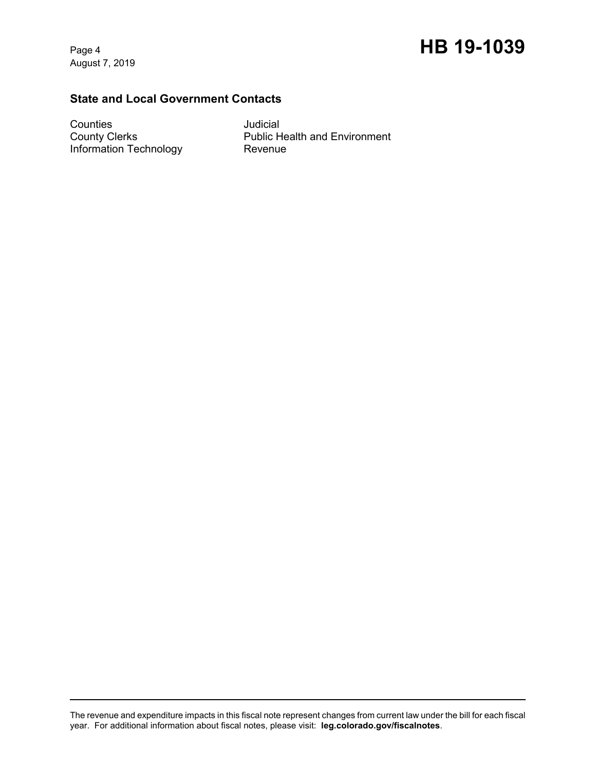### State and Local Government Contacts

| | |
|---|---|
| Counties | Judicial |
| County Clerks | Public Health and Environment |
| Information Technology | Revenue |

The revenue and expenditure impacts in this fiscal note represent changes from current law under the bill for each fiscal year. For additional information about fiscal notes, please visit: **leg.colorado.gov/fiscalnotes**.